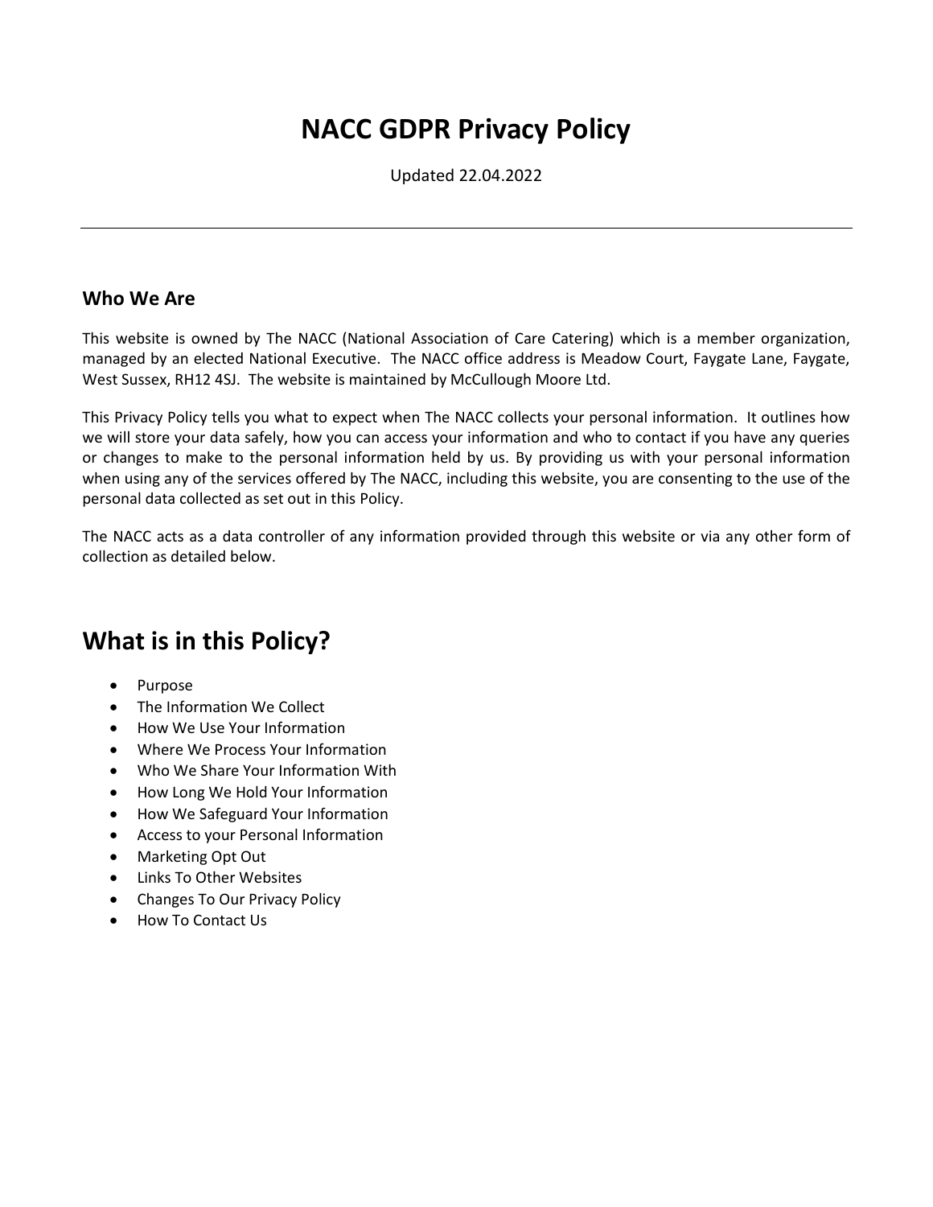# NACC GDPR Privacy Policy

Updated 22.04.2022

---

### Who We Are

This website is owned by The NACC (National Association of Care Catering) which is a member organization, managed by an elected National Executive. The NACC office address is Meadow Court, Faygate Lane, Faygate, West Sussex, RH12 4SJ. The website is maintained by McCullough Moore Ltd.

This Privacy Policy tells you what to expect when The NACC collects your personal information. It outlines how we will store your data safely, how you can access your information and who to contact if you have any queries or changes to make to the personal information held by us. By providing us with your personal information when using any of the services offered by The NACC, including this website, you are consenting to the use of the personal data collected as set out in this Policy.

The NACC acts as a data controller of any information provided through this website or via any other form of collection as detailed below.

## What is in this Policy?

- Purpose
- The Information We Collect
- How We Use Your Information
- Where We Process Your Information
- Who We Share Your Information With
- How Long We Hold Your Information
- How We Safeguard Your Information
- Access to your Personal Information
- Marketing Opt Out
- Links To Other Websites
- Changes To Our Privacy Policy
- How To Contact Us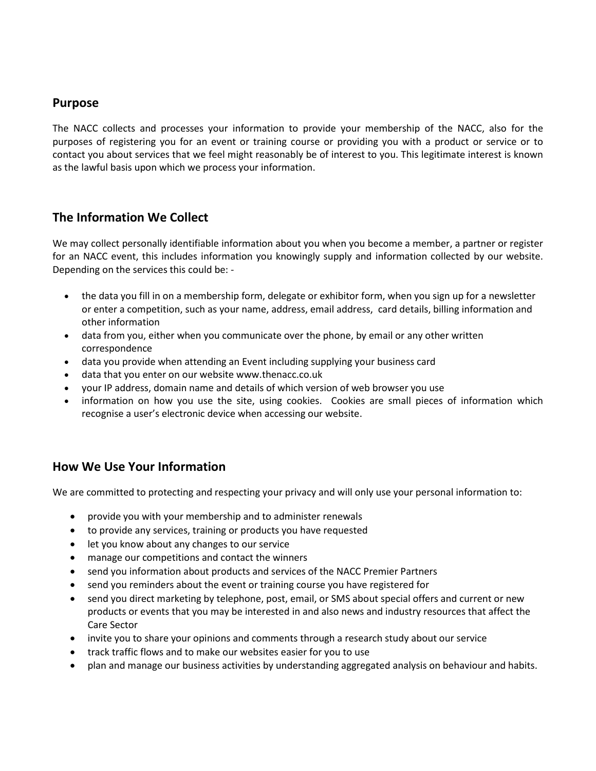## Purpose

The NACC collects and processes your information to provide your membership of the NACC, also for the purposes of registering you for an event or training course or providing you with a product or service or to contact you about services that we feel might reasonably be of interest to you. This legitimate interest is known as the lawful basis upon which we process your information.

## The Information We Collect

We may collect personally identifiable information about you when you become a member, a partner or register for an NACC event, this includes information you knowingly supply and information collected by our website. Depending on the services this could be: -

- the data you fill in on a membership form, delegate or exhibitor form, when you sign up for a newsletter or enter a competition, such as your name, address, email address, card details, billing information and other information
- data from you, either when you communicate over the phone, by email or any other written correspondence
- data you provide when attending an Event including supplying your business card
- data that you enter on our website www.thenacc.co.uk
- your IP address, domain name and details of which version of web browser you use
- information on how you use the site, using cookies. Cookies are small pieces of information which recognise a user's electronic device when accessing our website.

## How We Use Your Information

We are committed to protecting and respecting your privacy and will only use your personal information to:

- provide you with your membership and to administer renewals
- to provide any services, training or products you have requested
- let you know about any changes to our service
- manage our competitions and contact the winners
- send you information about products and services of the NACC Premier Partners
- send you reminders about the event or training course you have registered for
- send you direct marketing by telephone, post, email, or SMS about special offers and current or new products or events that you may be interested in and also news and industry resources that affect the Care Sector
- invite you to share your opinions and comments through a research study about our service
- track traffic flows and to make our websites easier for you to use
- plan and manage our business activities by understanding aggregated analysis on behaviour and habits.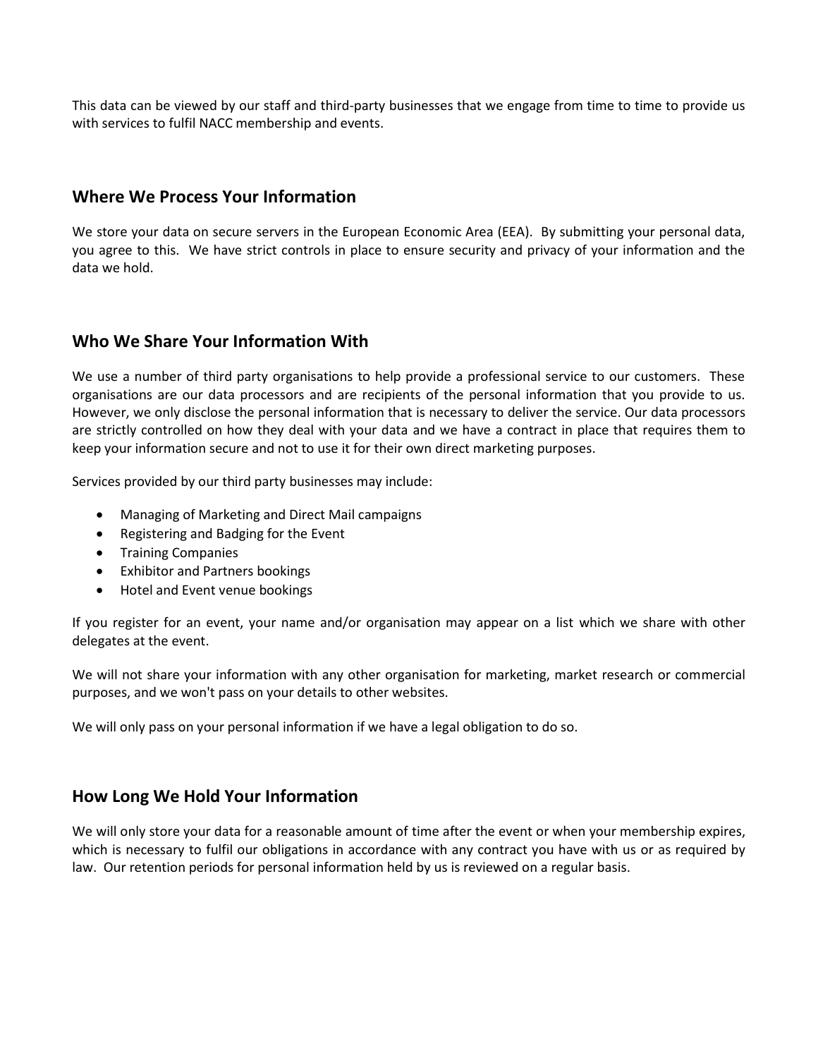This data can be viewed by our staff and third-party businesses that we engage from time to time to provide us with services to fulfil NACC membership and events.

## Where We Process Your Information

We store your data on secure servers in the European Economic Area (EEA). By submitting your personal data, you agree to this. We have strict controls in place to ensure security and privacy of your information and the data we hold.

## Who We Share Your Information With

We use a number of third party organisations to help provide a professional service to our customers. These organisations are our data processors and are recipients of the personal information that you provide to us. However, we only disclose the personal information that is necessary to deliver the service. Our data processors are strictly controlled on how they deal with your data and we have a contract in place that requires them to keep your information secure and not to use it for their own direct marketing purposes.

Services provided by our third party businesses may include:

- Managing of Marketing and Direct Mail campaigns
- Registering and Badging for the Event
- Training Companies
- Exhibitor and Partners bookings
- Hotel and Event venue bookings

If you register for an event, your name and/or organisation may appear on a list which we share with other delegates at the event.

We will not share your information with any other organisation for marketing, market research or commercial purposes, and we won't pass on your details to other websites.

We will only pass on your personal information if we have a legal obligation to do so.

## How Long We Hold Your Information

We will only store your data for a reasonable amount of time after the event or when your membership expires, which is necessary to fulfil our obligations in accordance with any contract you have with us or as required by law. Our retention periods for personal information held by us is reviewed on a regular basis.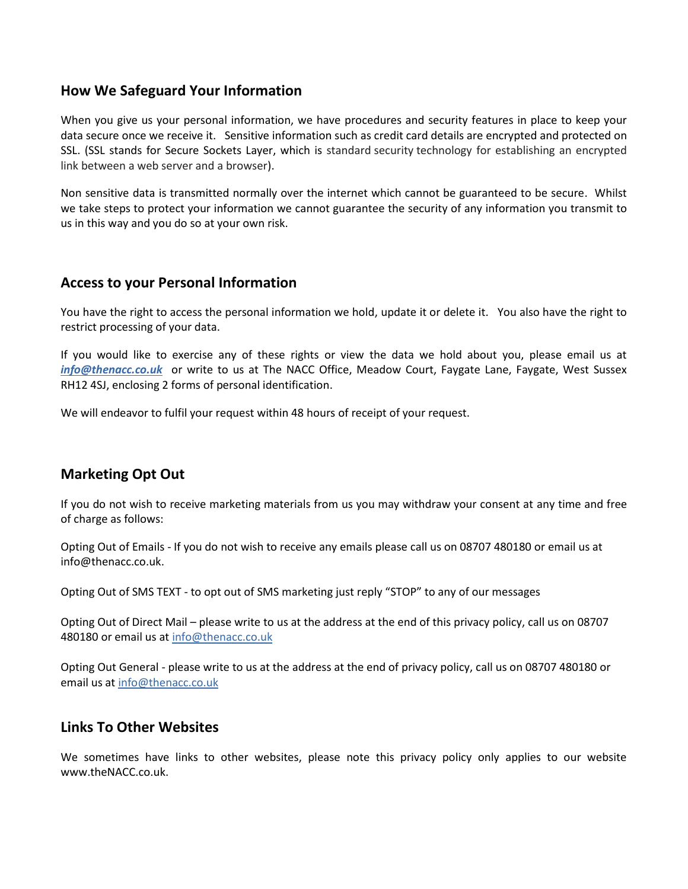## How We Safeguard Your Information

When you give us your personal information, we have procedures and security features in place to keep your data secure once we receive it. Sensitive information such as credit card details are encrypted and protected on SSL. (SSL stands for Secure Sockets Layer, which is standard security technology for establishing an encrypted link between a web server and a browser).

Non sensitive data is transmitted normally over the internet which cannot be guaranteed to be secure. Whilst we take steps to protect your information we cannot guarantee the security of any information you transmit to us in this way and you do so at your own risk.

## Access to your Personal Information

You have the right to access the personal information we hold, update it or delete it. You also have the right to restrict processing of your data.

If you would like to exercise any of these rights or view the data we hold about you, please email us at ***info@thenacc.co.uk*** or write to us at The NACC Office, Meadow Court, Faygate Lane, Faygate, West Sussex RH12 4SJ, enclosing 2 forms of personal identification.

We will endeavor to fulfil your request within 48 hours of receipt of your request.

## Marketing Opt Out

If you do not wish to receive marketing materials from us you may withdraw your consent at any time and free of charge as follows:

Opting Out of Emails - If you do not wish to receive any emails please call us on 08707 480180 or email us at info@thenacc.co.uk.

Opting Out of SMS TEXT - to opt out of SMS marketing just reply "STOP" to any of our messages

Opting Out of Direct Mail – please write to us at the address at the end of this privacy policy, call us on 08707 480180 or email us at info@thenacc.co.uk

Opting Out General - please write to us at the address at the end of privacy policy, call us on 08707 480180 or email us at info@thenacc.co.uk

## Links To Other Websites

We sometimes have links to other websites, please note this privacy policy only applies to our website www.theNACC.co.uk.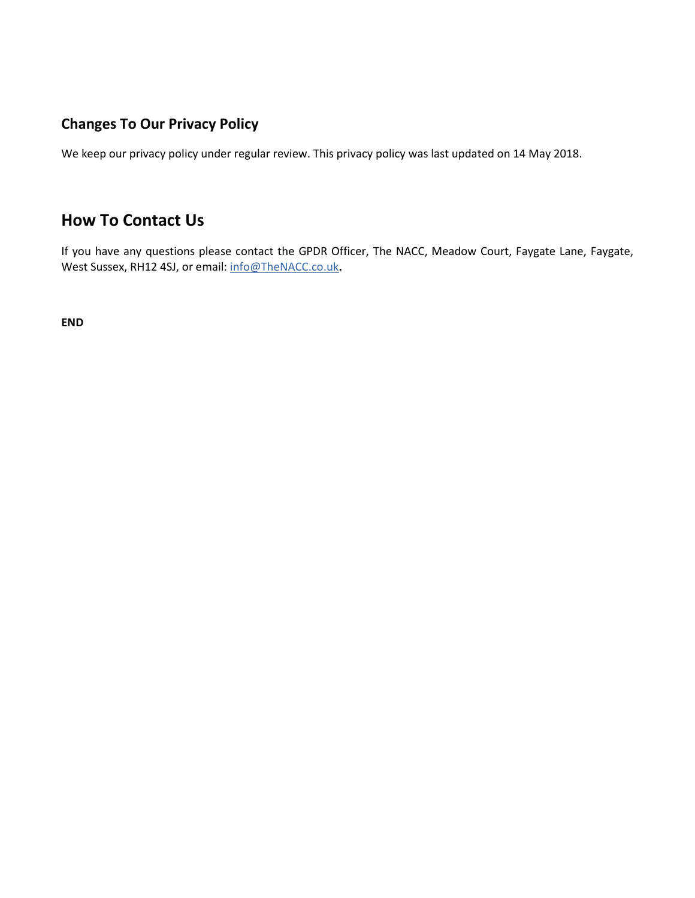### Changes To Our Privacy Policy

We keep our privacy policy under regular review. This privacy policy was last updated on 14 May 2018.

## How To Contact Us

If you have any questions please contact the GPDR Officer, The NACC, Meadow Court, Faygate Lane, Faygate, West Sussex, RH12 4SJ, or email: info@TheNACC.co.uk.

**END**